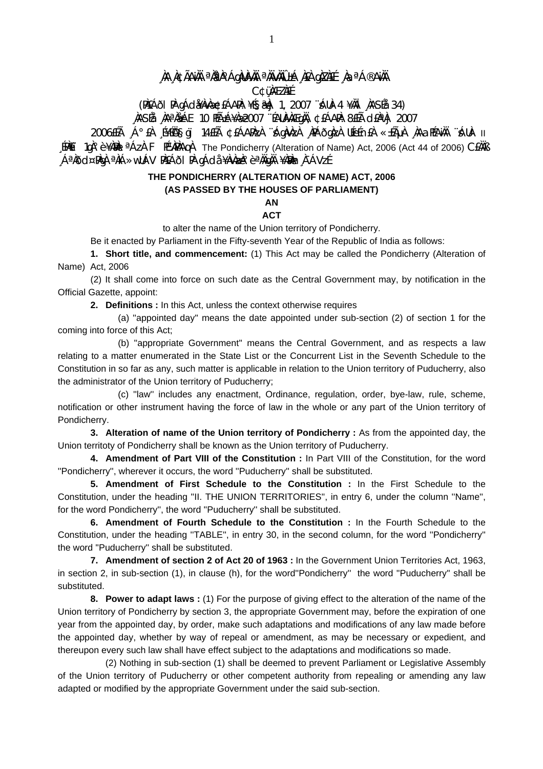¸ÀA¸À¢üÃAiÀÄ ªÀåªÀºÁgÀUÀ¼ÀÄ ªÀÄvÀÄÛ ±Á¸À£À gÀZÀ£É ¸ÀaªÁ®AiÀÄ

C¢ü¸ÀÆZÀ£É

(PÀ£ÁðlPÀ gÁdå¥ÀvÀæ ¢£ÁAPÀ ¥sÉ§æªÀj 1, 2007 ¨sÁUÀ 4 ¥ÀÄl ¸ÀASÉå 34)

¸ÀASÉå ¸ÀAªÀå±ÁE 10 PÉñÁ¥Àæ 2007 ¨ÉAUÀ¼ÀÆgÀÄ, ¢£ÁAPÀ 8£ÉÃ d£ÀªÀj 2007

2006£ÉÃ ¸Á°£À ¸É¦ÖA§gï 14£ÉÃ ¢£ÁAPÀzÀ ¨sÁgÀvÀzÀ ¸ÀPÁðgÀzÀ UÉeÉn£À «±ÉÃµÀ ¸ÀAaPÉAiÀÄ ¨sÁUÀ II ¸ÉPÀë£ï 1gÀ°è ¥ÀæPÀn¸À¯ÁzÀ F PÉ¼ÀPÀAqÀ The Pondicherry (Alteration of Name) Act, 2006 (Act 44 of 2006) C£ÀÄß ¸ÁªÀðd¤PÀgÀ ªÀiÁ»wUÁV PÀ£ÁðlPÀ gÁdå¥ÀvÀæzÀ°è ªÀÄgÀÄ ¥ÀæPÀn¸À¯ÁVzÉ

**THE PONDICHERRY (ALTERATION OF NAME) ACT, 2006**

**(AS PASSED BY THE HOUSES OF PARLIAMENT)**

**AN**

**ACT**

to alter the name of the Union territory of Pondicherry.

Be it enacted by Parliament in the Fifty-seventh Year of the Republic of India as follows:

**1. Short title, and commencement:** (1) This Act may be called the Pondicherry (Alteration of Name) Act, 2006

(2) It shall come into force on such date as the Central Government may, by notification in the Official Gazette, appoint:

**2. Definitions :** In this Act, unless the context otherwise requires

(a) "appointed day" means the date appointed under sub-section (2) of section 1 for the coming into force of this Act;

(b) "appropriate Government" means the Central Government, and as respects a law relating to a matter enumerated in the State List or the Concurrent List in the Seventh Schedule to the Constitution in so far as any, such matter is applicable in relation to the Union territory of Puducherry, also the administrator of the Union territory of Puducherry;

(c) "law" includes any enactment, Ordinance, regulation, order, bye-law, rule, scheme, notification or other instrument having the force of law in the whole or any part of the Union territory of Pondicherry.

**3. Alteration of name of the Union territory of Pondicherry :** As from the appointed day, the Union territoty of Pondicherry shall be known as the Union territory of Puducherry.

**4. Amendment of Part VIII of the Constitution :** In Part VIII of the Constitution, for the word "Pondicherry", wherever it occurs, the word "Puducherry" shall be substituted.

**5. Amendment of First Schedule to the Constitution :** In the First Schedule to the Constitution, under the heading "II. THE UNION TERRITORIES", in entry 6, under the column "Name", for the word Pondicherry", the word "Puducherry" shall be substituted.

**6. Amendment of Fourth Schedule to the Constitution :** In the Fourth Schedule to the Constitution, under the heading "TABLE", in entry 30, in the second column, for the word "Pondicherry" the word "Puducherry" shall be substituted.

**7. Amendment of section 2 of Act 20 of 1963 :** In the Government Union Territories Act, 1963, in section 2, in sub-section (1), in clause (h), for the word"Pondicherry" the word "Puducherry" shall be substituted.

**8. Power to adapt laws :** (1) For the purpose of giving effect to the alteration of the name of the Union territory of Pondicherry by section 3, the appropriate Government may, before the expiration of one year from the appointed day, by order, make such adaptations and modifications of any law made before the appointed day, whether by way of repeal or amendment, as may be necessary or expedient, and thereupon every such law shall have effect subject to the adaptations and modifications so made.

(2) Nothing in sub-section (1) shall be deemed to prevent Parliament or Legislative Assembly of the Union territory of Puducherry or other competent authority from repealing or amending any law adapted or modified by the appropriate Government under the said sub-section.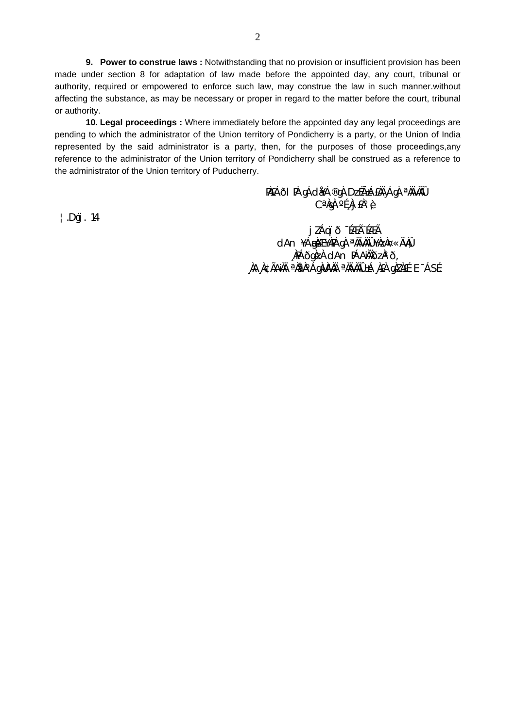**9. Power to construe laws :** Notwithstanding that no provision or insufficient provision has been made under section 8 for adaptation of law made before the appointed day, any court, tribunal or authority, required or empowered to enforce such law, may construe the law in such manner.without affecting the substance, as may be necessary or proper in regard to the matter before the court, tribunal or authority.

**10. Legal proceedings :** Where immediately before the appointed day any legal proceedings are pending to which the administrator of the Union territory of Pondicherry is a party, or the Union of India represented by the said administrator is a party, then, for the purposes of those proceedings,any reference to the administrator of the Union territory of Pondicherry shall be construed as a reference to the administrator of the Union territory of Puducherry.

PÀ£ÁðlPÀ gÁdå¥Á®gÀ DzÉñÁ£ÀÄ¸ÁgÀ ªÀÄvÀÄÛ
CªÀgÀ ºÉ¸Àj£À°è

¦.Dgï. 14

jZÁqïð ¯ÉÆÃ¨ÉÆÃ
dAn PÀgÀqÀÄUÁgÀgÀÄ ªÀÄvÀÄÛ ¥ÀzÀ¤«ÄvÀÛ
¸ÀPÁðgÀzÀ dAn PÁAiÀÄðzÀ²ð,
¸ÀA¸À¢ÃAiÀÄ ªÀåªÀºÁgÀUÀ¼ÀÄ ªÀÄvÀÄÛ ±Á¸À£À gÀZÀ£É E¯ÁSÉ.